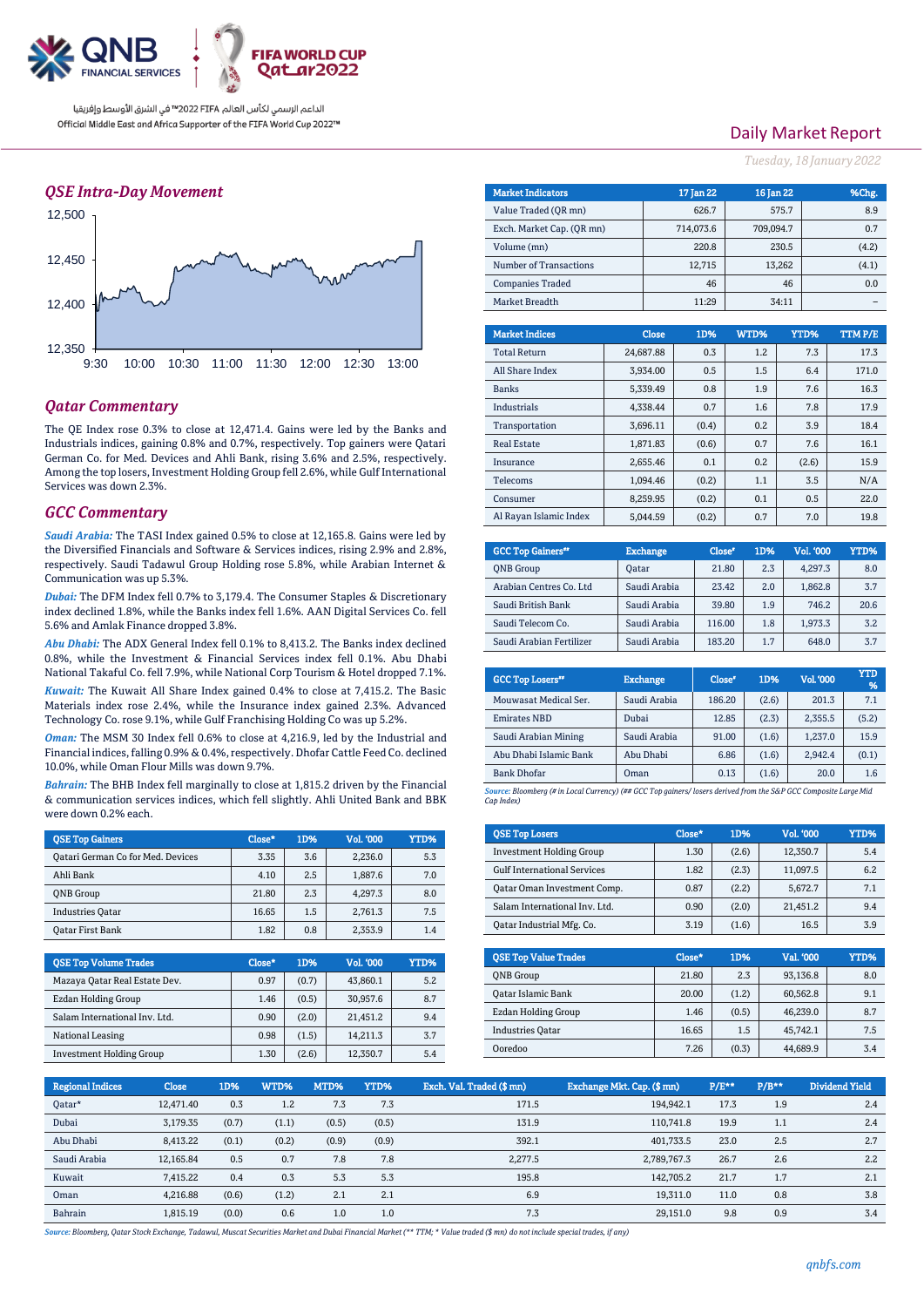# Daily Market Report

*Tuesday, 18 January 2022*

## QSE Intra-Day Movement

## Qatar Commentary

The QE Index rose 0.3% to close at 12,471.4. Gains were led by the Banks and Industrials indices, gaining 0.8% and 0.7%, respectively. Top gainers were Qatari German Co. for Med. Devices and Ahli Bank, rising 3.6% and 2.5%, respectively. Among the top losers, Investment Holding Group fell 2.6%, while Gulf International Services was down 2.3%.

## GCC Commentary

***Saudi Arabia:*** The TASI Index gained 0.5% to close at 12,165.8. Gains were led by the Diversified Financials and Software & Services indices, rising 2.9% and 2.8%, respectively. Saudi Tadawul Group Holding rose 5.8%, while Arabian Internet & Communication was up 5.3%.

***Dubai:*** The DFM Index fell 0.7% to 3,179.4. The Consumer Staples & Discretionary index declined 1.8%, while the Banks index fell 1.6%. AAN Digital Services Co. fell 5.6% and Amlak Finance dropped 3.8%.

***Abu Dhabi:*** The ADX General Index fell 0.1% to 8,413.2. The Banks index declined 0.8%, while the Investment & Financial Services index fell 0.1%. Abu Dhabi National Takaful Co. fell 7.9%, while National Corp Tourism & Hotel dropped 7.1%.

***Kuwait:*** The Kuwait All Share Index gained 0.4% to close at 7,415.2. The Basic Materials index rose 2.4%, while the Insurance index gained 2.3%. Advanced Technology Co. rose 9.1%, while Gulf Franchising Holding Co was up 5.2%.

***Oman:*** The MSM 30 Index fell 0.6% to close at 4,216.9, led by the Industrial and Financial indices, falling 0.9% & 0.4%, respectively. Dhofar Cattle Feed Co. declined 10.0%, while Oman Flour Mills was down 9.7%.

***Bahrain:*** The BHB Index fell marginally to close at 1,815.2 driven by the Financial & communication services indices, which fell slightly. Ahli United Bank and BBK were down 0.2% each.

| QSE Top Gainers | Close* | 1D% | Vol. '000 | YTD% |
|---|---|---|---|---|
| Qatari German Co for Med. Devices | 3.35 | 3.6 | 2,236.0 | 5.3 |
| Ahli Bank | 4.10 | 2.5 | 1,887.6 | 7.0 |
| QNB Group | 21.80 | 2.3 | 4,297.3 | 8.0 |
| Industries Qatar | 16.65 | 1.5 | 2,761.3 | 7.5 |
| Qatar First Bank | 1.82 | 0.8 | 2,353.9 | 1.4 |

| QSE Top Volume Trades | Close* | 1D% | Vol. '000 | YTD% |
|---|---|---|---|---|
| Mazaya Qatar Real Estate Dev. | 0.97 | (0.7) | 43,860.1 | 5.2 |
| Ezdan Holding Group | 1.46 | (0.5) | 30,957.6 | 8.7 |
| Salam International Inv. Ltd. | 0.90 | (2.0) | 21,451.2 | 9.4 |
| National Leasing | 0.98 | (1.5) | 14,211.3 | 3.7 |
| Investment Holding Group | 1.30 | (2.6) | 12,350.7 | 5.4 |

| Market Indicators | 17 Jan 22 | 16 Jan 22 | %Chg. |
|---|---|---|---|
| Value Traded (QR mn) | 626.7 | 575.7 | 8.9 |
| Exch. Market Cap. (QR mn) | 714,073.6 | 709,094.7 | 0.7 |
| Volume (mn) | 220.8 | 230.5 | (4.2) |
| Number of Transactions | 12,715 | 13,262 | (4.1) |
| Companies Traded | 46 | 46 | 0.0 |
| Market Breadth | 11:29 | 34:11 | – |

| Market Indices | Close | 1D% | WTD% | YTD% | TTM P/E |
|---|---|---|---|---|---|
| Total Return | 24,687.88 | 0.3 | 1.2 | 7.3 | 17.3 |
| All Share Index | 3,934.00 | 0.5 | 1.5 | 6.4 | 171.0 |
| Banks | 5,339.49 | 0.8 | 1.9 | 7.6 | 16.3 |
| Industrials | 4,338.44 | 0.7 | 1.6 | 7.8 | 17.9 |
| Transportation | 3,696.11 | (0.4) | 0.2 | 3.9 | 18.4 |
| Real Estate | 1,871.83 | (0.6) | 0.7 | 7.6 | 16.1 |
| Insurance | 2,655.46 | 0.1 | 0.2 | (2.6) | 15.9 |
| Telecoms | 1,094.46 | (0.2) | 1.1 | 3.5 | N/A |
| Consumer | 8,259.95 | (0.2) | 0.1 | 0.5 | 22.0 |
| Al Rayan Islamic Index | 5,044.59 | (0.2) | 0.7 | 7.0 | 19.8 |

| GCC Top Gainers## | Exchange | Close# | 1D% | Vol. '000 | YTD% |
|---|---|---|---|---|---|
| QNB Group | Qatar | 21.80 | 2.3 | 4,297.3 | 8.0 |
| Arabian Centres Co. Ltd | Saudi Arabia | 23.42 | 2.0 | 1,862.8 | 3.7 |
| Saudi British Bank | Saudi Arabia | 39.80 | 1.9 | 746.2 | 20.6 |
| Saudi Telecom Co. | Saudi Arabia | 116.00 | 1.8 | 1,973.3 | 3.2 |
| Saudi Arabian Fertilizer | Saudi Arabia | 183.20 | 1.7 | 648.0 | 3.7 |

| GCC Top Losers## | Exchange | Close# | 1D% | Vol. '000 | YTD % |
|---|---|---|---|---|---|
| Mouwasat Medical Ser. | Saudi Arabia | 186.20 | (2.6) | 201.3 | 7.1 |
| Emirates NBD | Dubai | 12.85 | (2.3) | 2,355.5 | (5.2) |
| Saudi Arabian Mining | Saudi Arabia | 91.00 | (1.6) | 1,237.0 | 15.9 |
| Abu Dhabi Islamic Bank | Abu Dhabi | 6.86 | (1.6) | 2,942.4 | (0.1) |
| Bank Dhofar | Oman | 0.13 | (1.6) | 20.0 | 1.6 |

*Source: Bloomberg (# in Local Currency) (## GCC Top gainers/ losers derived from the S&P GCC Composite Large Mid Cap Index)*

| QSE Top Losers | Close* | 1D% | Vol. '000 | YTD% |
|---|---|---|---|---|
| Investment Holding Group | 1.30 | (2.6) | 12,350.7 | 5.4 |
| Gulf International Services | 1.82 | (2.3) | 11,097.5 | 6.2 |
| Qatar Oman Investment Comp. | 0.87 | (2.2) | 5,672.7 | 7.1 |
| Salam International Inv. Ltd. | 0.90 | (2.0) | 21,451.2 | 9.4 |
| Qatar Industrial Mfg. Co. | 3.19 | (1.6) | 16.5 | 3.9 |

| QSE Top Value Trades | Close* | 1D% | Val. '000 | YTD% |
|---|---|---|---|---|
| QNB Group | 21.80 | 2.3 | 93,136.8 | 8.0 |
| Qatar Islamic Bank | 20.00 | (1.2) | 60,562.8 | 9.1 |
| Ezdan Holding Group | 1.46 | (0.5) | 46,239.0 | 8.7 |
| Industries Qatar | 16.65 | 1.5 | 45,742.1 | 7.5 |
| Ooredoo | 7.26 | (0.3) | 44,689.9 | 3.4 |

| Regional Indices | Close | 1D% | WTD% | MTD% | YTD% | Exch. Val. Traded ($ mn) | Exchange Mkt. Cap. ($ mn) | P/E** | P/B** | Dividend Yield |
|---|---|---|---|---|---|---|---|---|---|---|
| Qatar* | 12,471.40 | 0.3 | 1.2 | 7.3 | 7.3 | 171.5 | 194,942.1 | 17.3 | 1.9 | 2.4 |
| Dubai | 3,179.35 | (0.7) | (1.1) | (0.5) | (0.5) | 131.9 | 110,741.8 | 19.9 | 1.1 | 2.4 |
| Abu Dhabi | 8,413.22 | (0.1) | (0.2) | (0.9) | (0.9) | 392.1 | 401,733.5 | 23.0 | 2.5 | 2.7 |
| Saudi Arabia | 12,165.84 | 0.5 | 0.7 | 7.8 | 7.8 | 2,277.5 | 2,789,767.3 | 26.7 | 2.6 | 2.2 |
| Kuwait | 7,415.22 | 0.4 | 0.3 | 5.3 | 5.3 | 195.8 | 142,705.2 | 21.7 | 1.7 | 2.1 |
| Oman | 4,216.88 | (0.6) | (1.2) | 2.1 | 2.1 | 6.9 | 19,311.0 | 11.0 | 0.8 | 3.8 |
| Bahrain | 1,815.19 | (0.0) | 0.6 | 1.0 | 1.0 | 7.3 | 29,151.0 | 9.8 | 0.9 | 3.4 |

*Source: Bloomberg, Qatar Stock Exchange, Tadawul, Muscat Securities Market and Dubai Financial Market (** TTM; * Value traded ($ mn) do not include special trades, if any)*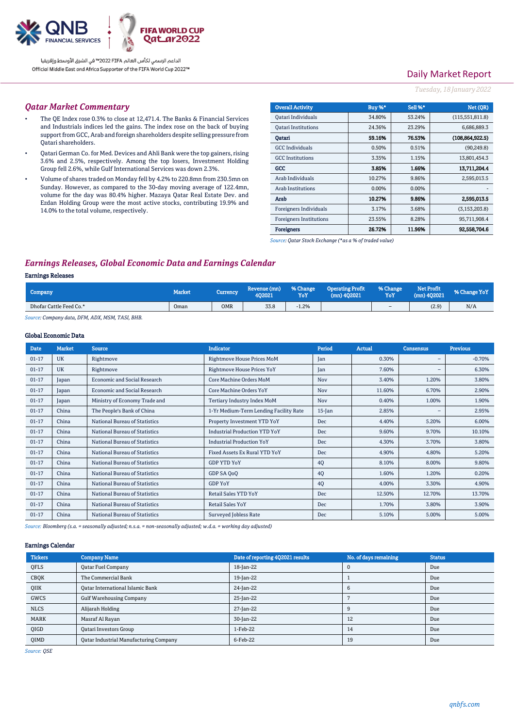## Qatar Market Commentary

- The QE Index rose 0.3% to close at 12,471.4. The Banks & Financial Services and Industrials indices led the gains. The index rose on the back of buying support from GCC, Arab and foreign shareholders despite selling pressure from Qatari shareholders.
- Qatari German Co. for Med. Devices and Ahli Bank were the top gainers, rising 3.6% and 2.5%, respectively. Among the top losers, Investment Holding Group fell 2.6%, while Gulf International Services was down 2.3%.
- Volume of shares traded on Monday fell by 4.2% to 220.8mn from 230.5mn on Sunday. However, as compared to the 30-day moving average of 122.4mn, volume for the day was 80.4% higher. Mazaya Qatar Real Estate Dev. and Ezdan Holding Group were the most active stocks, contributing 19.9% and 14.0% to the total volume, respectively.

| Overall Activity | Buy %* | Sell %* | Net (QR) |
|---|---|---|---|
| Qatari Individuals | 34.80% | 53.24% | (115,551,811.8) |
| Qatari Institutions | 24.36% | 23.29% | 6,686,889.3 |
| **Qatari** | **59.16%** | **76.53%** | **(108,864,922.5)** |
| GCC Individuals | 0.50% | 0.51% | (90,249.8) |
| GCC Institutions | 3.35% | 1.15% | 13,801,454.3 |
| **GCC** | **3.85%** | **1.66%** | **13,711,204.4** |
| Arab Individuals | 10.27% | 9.86% | 2,595,013.5 |
| Arab Institutions | 0.00% | 0.00% | - |
| **Arab** | **10.27%** | **9.86%** | **2,595,013.5** |
| Foreigners Individuals | 3.17% | 3.68% | (3,153,203.8) |
| Foreigners Institutions | 23.55% | 8.28% | 95,711,908.4 |
| **Foreigners** | **26.72%** | **11.96%** | **92,558,704.6** |

*Source: Qatar Stock Exchange (\*as a % of traded value)*

## Earnings Releases, Global Economic Data and Earnings Calendar

### Earnings Releases

| Company | Market | Currency | Revenue (mn) 4Q2021 | % Change YoY | Operating Profit (mn) 4Q2021 | % Change YoY | Net Profit (mn) 4Q2021 | % Change YoY |
|---|---|---|---|---|---|---|---|---|
| Dhofar Cattle Feed Co.* | Oman | OMR | 33.8 | -1.2% | | – | (2.9) | N/A |

*Source: Company data, DFM, ADX, MSM, TASI, BHB.*

### Global Economic Data

| Date | Market | Source | Indicator | Period | Actual | Consensus | Previous |
|---|---|---|---|---|---|---|---|
| 01-17 | UK | Rightmove | Rightmove House Prices MoM | Jan | 0.30% | – | -0.70% |
| 01-17 | UK | Rightmove | Rightmove House Prices YoY | Jan | 7.60% | – | 6.30% |
| 01-17 | Japan | Economic and Social Research | Core Machine Orders MoM | Nov | 3.40% | 1.20% | 3.80% |
| 01-17 | Japan | Economic and Social Research | Core Machine Orders YoY | Nov | 11.60% | 6.70% | 2.90% |
| 01-17 | Japan | Ministry of Economy Trade and | Tertiary Industry Index MoM | Nov | 0.40% | 1.00% | 1.90% |
| 01-17 | China | The People's Bank of China | 1-Yr Medium-Term Lending Facility Rate | 15-Jan | 2.85% | – | 2.95% |
| 01-17 | China | National Bureau of Statistics | Property Investment YTD YoY | Dec | 4.40% | 5.20% | 6.00% |
| 01-17 | China | National Bureau of Statistics | Industrial Production YTD YoY | Dec | 9.60% | 9.70% | 10.10% |
| 01-17 | China | National Bureau of Statistics | Industrial Production YoY | Dec | 4.30% | 3.70% | 3.80% |
| 01-17 | China | National Bureau of Statistics | Fixed Assets Ex Rural YTD YoY | Dec | 4.90% | 4.80% | 5.20% |
| 01-17 | China | National Bureau of Statistics | GDP YTD YoY | 4Q | 8.10% | 8.00% | 9.80% |
| 01-17 | China | National Bureau of Statistics | GDP SA QoQ | 4Q | 1.60% | 1.20% | 0.20% |
| 01-17 | China | National Bureau of Statistics | GDP YoY | 4Q | 4.00% | 3.30% | 4.90% |
| 01-17 | China | National Bureau of Statistics | Retail Sales YTD YoY | Dec | 12.50% | 12.70% | 13.70% |
| 01-17 | China | National Bureau of Statistics | Retail Sales YoY | Dec | 1.70% | 3.80% | 3.90% |
| 01-17 | China | National Bureau of Statistics | Surveyed Jobless Rate | Dec | 5.10% | 5.00% | 5.00% |

*Source: Bloomberg (s.a. = seasonally adjusted; n.s.a. = non-seasonally adjusted; w.d.a. = working day adjusted)*

### Earnings Calendar

| Tickers | Company Name | Date of reporting 4Q2021 results | No. of days remaining | Status |
|---|---|---|---|---|
| QFLS | Qatar Fuel Company | 18-Jan-22 | 0 | Due |
| CBQK | The Commercial Bank | 19-Jan-22 | 1 | Due |
| QIIK | Qatar International Islamic Bank | 24-Jan-22 | 6 | Due |
| GWCS | Gulf Warehousing Company | 25-Jan-22 | 7 | Due |
| NLCS | Alijarah Holding | 27-Jan-22 | 9 | Due |
| MARK | Masraf Al Rayan | 30-Jan-22 | 12 | Due |
| QIGD | Qatari Investors Group | 1-Feb-22 | 14 | Due |
| QIMD | Qatar Industrial Manufacturing Company | 6-Feb-22 | 19 | Due |

*Source: QSE*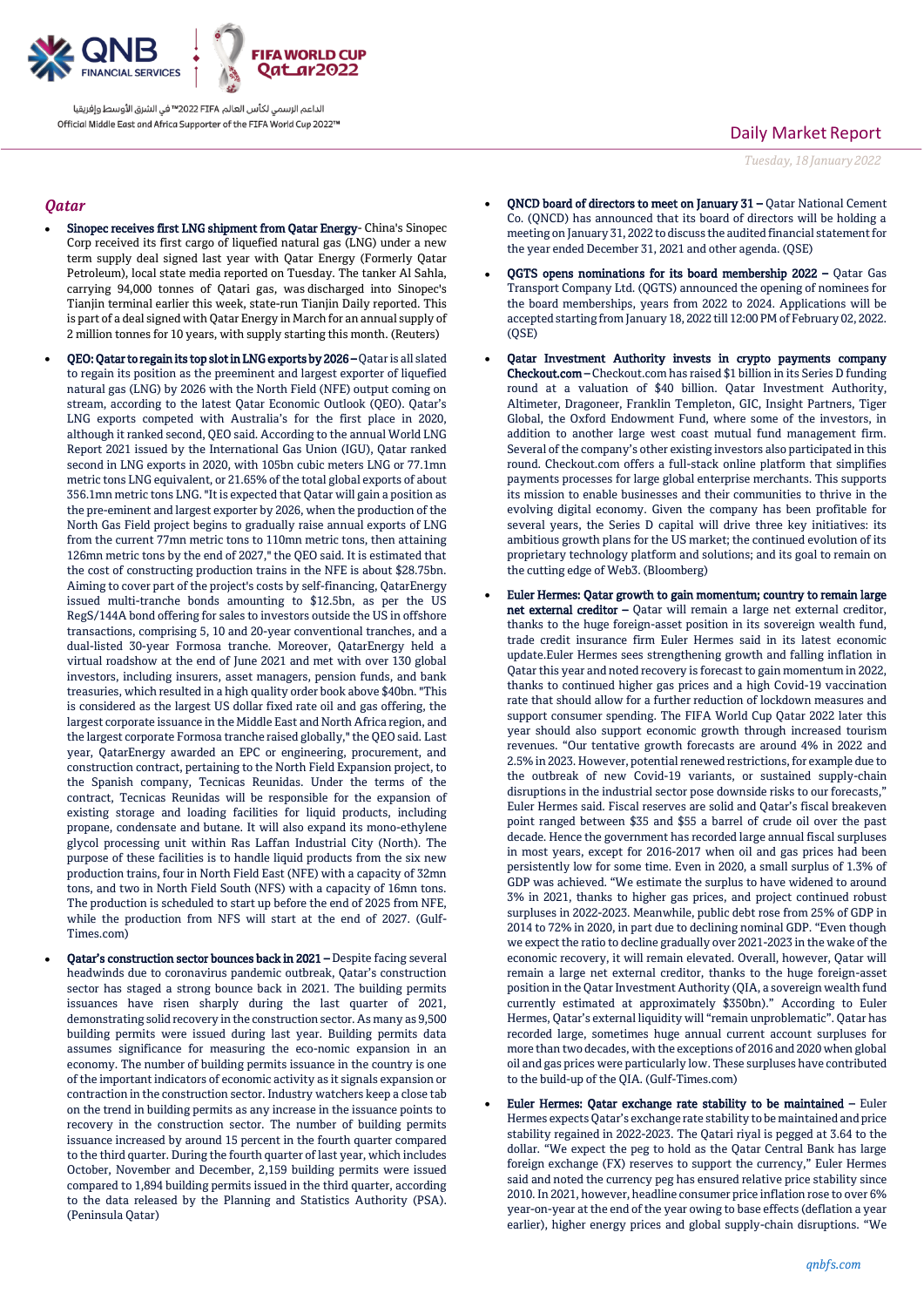## Qatar

- **Sinopec receives first LNG shipment from Qatar Energy**- China's Sinopec Corp received its first cargo of liquefied natural gas (LNG) under a new term supply deal signed last year with Qatar Energy (Formerly Qatar Petroleum), local state media reported on Tuesday. The tanker Al Sahla, carrying 94,000 tonnes of Qatari gas, was discharged into Sinopec's Tianjin terminal earlier this week, state-run Tianjin Daily reported. This is part of a deal signed with Qatar Energy in March for an annual supply of 2 million tonnes for 10 years, with supply starting this month. (Reuters)

- **QEO: Qatar to regain its top slot in LNG exports by 2026 –** Qatar is all slated to regain its position as the preeminent and largest exporter of liquefied natural gas (LNG) by 2026 with the North Field (NFE) output coming on stream, according to the latest Qatar Economic Outlook (QEO). Qatar's LNG exports competed with Australia's for the first place in 2020, although it ranked second, QEO said. According to the annual World LNG Report 2021 issued by the International Gas Union (IGU), Qatar ranked second in LNG exports in 2020, with 105bn cubic meters LNG or 77.1mn metric tons LNG equivalent, or 21.65% of the total global exports of about 356.1mn metric tons LNG. "It is expected that Qatar will gain a position as the pre-eminent and largest exporter by 2026, when the production of the North Gas Field project begins to gradually raise annual exports of LNG from the current 77mn metric tons to 110mn metric tons, then attaining 126mn metric tons by the end of 2027," the QEO said. It is estimated that the cost of constructing production trains in the NFE is about $28.75bn. Aiming to cover part of the project's costs by self-financing, QatarEnergy issued multi-tranche bonds amounting to $12.5bn, as per the US RegS/144A bond offering for sales to investors outside the US in offshore transactions, comprising 5, 10 and 20-year conventional tranches, and a dual-listed 30-year Formosa tranche. Moreover, QatarEnergy held a virtual roadshow at the end of June 2021 and met with over 130 global investors, including insurers, asset managers, pension funds, and bank treasuries, which resulted in a high quality order book above $40bn. "This is considered as the largest US dollar fixed rate oil and gas offering, the largest corporate issuance in the Middle East and North Africa region, and the largest corporate Formosa tranche raised globally," the QEO said. Last year, QatarEnergy awarded an EPC or engineering, procurement, and construction contract, pertaining to the North Field Expansion project, to the Spanish company, Tecnicas Reunidas. Under the terms of the contract, Tecnicas Reunidas will be responsible for the expansion of existing storage and loading facilities for liquid products, including propane, condensate and butane. It will also expand its mono-ethylene glycol processing unit within Ras Laffan Industrial City (North). The purpose of these facilities is to handle liquid products from the six new production trains, four in North Field East (NFE) with a capacity of 32mn tons, and two in North Field South (NFS) with a capacity of 16mn tons. The production is scheduled to start up before the end of 2025 from NFE, while the production from NFS will start at the end of 2027. (Gulf-Times.com)

- **Qatar's construction sector bounces back in 2021 –** Despite facing several headwinds due to coronavirus pandemic outbreak, Qatar's construction sector has staged a strong bounce back in 2021. The building permits issuances have risen sharply during the last quarter of 2021, demonstrating solid recovery in the construction sector. As many as 9,500 building permits were issued during last year. Building permits data assumes significance for measuring the eco-nomic expansion in an economy. The number of building permits issuance in the country is one of the important indicators of economic activity as it signals expansion or contraction in the construction sector. Industry watchers keep a close tab on the trend in building permits as any increase in the issuance points to recovery in the construction sector. The number of building permits issuance increased by around 15 percent in the fourth quarter compared to the third quarter. During the fourth quarter of last year, which includes October, November and December, 2,159 building permits were issued compared to 1,894 building permits issued in the third quarter, according to the data released by the Planning and Statistics Authority (PSA). (Peninsula Qatar)

- **QNCD board of directors to meet on January 31 –** Qatar National Cement Co. (QNCD) has announced that its board of directors will be holding a meeting on January 31, 2022 to discuss the audited financial statement for the year ended December 31, 2021 and other agenda. (QSE)

- **QGTS opens nominations for its board membership 2022 –** Qatar Gas Transport Company Ltd. (QGTS) announced the opening of nominees for the board memberships, years from 2022 to 2024. Applications will be accepted starting from January 18, 2022 till 12:00 PM of February 02, 2022. (QSE)

- **Qatar Investment Authority invests in crypto payments company Checkout.com –** Checkout.com has raised $1 billion in its Series D funding round at a valuation of $40 billion. Qatar Investment Authority, Altimeter, Dragoneer, Franklin Templeton, GIC, Insight Partners, Tiger Global, the Oxford Endowment Fund, where some of the investors, in addition to another large west coast mutual fund management firm. Several of the company's other existing investors also participated in this round. Checkout.com offers a full-stack online platform that simplifies payments processes for large global enterprise merchants. This supports its mission to enable businesses and their communities to thrive in the evolving digital economy. Given the company has been profitable for several years, the Series D capital will drive three key initiatives: its ambitious growth plans for the US market; the continued evolution of its proprietary technology platform and solutions; and its goal to remain on the cutting edge of Web3. (Bloomberg)

- **Euler Hermes: Qatar growth to gain momentum; country to remain large net external creditor –** Qatar will remain a large net external creditor, thanks to the huge foreign-asset position in its sovereign wealth fund, trade credit insurance firm Euler Hermes said in its latest economic update.Euler Hermes sees strengthening growth and falling inflation in Qatar this year and noted recovery is forecast to gain momentum in 2022, thanks to continued higher gas prices and a high Covid-19 vaccination rate that should allow for a further reduction of lockdown measures and support consumer spending. The FIFA World Cup Qatar 2022 later this year should also support economic growth through increased tourism revenues. "Our tentative growth forecasts are around 4% in 2022 and 2.5% in 2023. However, potential renewed restrictions, for example due to the outbreak of new Covid-19 variants, or sustained supply-chain disruptions in the industrial sector pose downside risks to our forecasts," Euler Hermes said. Fiscal reserves are solid and Qatar's fiscal breakeven point ranged between $35 and $55 a barrel of crude oil over the past decade. Hence the government has recorded large annual fiscal surpluses in most years, except for 2016-2017 when oil and gas prices had been persistently low for some time. Even in 2020, a small surplus of 1.3% of GDP was achieved. "We estimate the surplus to have widened to around 3% in 2021, thanks to higher gas prices, and project continued robust surpluses in 2022-2023. Meanwhile, public debt rose from 25% of GDP in 2014 to 72% in 2020, in part due to declining nominal GDP. "Even though we expect the ratio to decline gradually over 2021-2023 in the wake of the economic recovery, it will remain elevated. Overall, however, Qatar will remain a large net external creditor, thanks to the huge foreign-asset position in the Qatar Investment Authority (QIA, a sovereign wealth fund currently estimated at approximately $350bn)." According to Euler Hermes, Qatar's external liquidity will "remain unproblematic". Qatar has recorded large, sometimes huge annual current account surpluses for more than two decades, with the exceptions of 2016 and 2020 when global oil and gas prices were particularly low. These surpluses have contributed to the build-up of the QIA. (Gulf-Times.com)

- **Euler Hermes: Qatar exchange rate stability to be maintained –** Euler Hermes expects Qatar's exchange rate stability to be maintained and price stability regained in 2022-2023. The Qatari riyal is pegged at 3.64 to the dollar. "We expect the peg to hold as the Qatar Central Bank has large foreign exchange (FX) reserves to support the currency," Euler Hermes said and noted the currency peg has ensured relative price stability since 2010. In 2021, however, headline consumer price inflation rose to over 6% year-on-year at the end of the year owing to base effects (deflation a year earlier), higher energy prices and global supply-chain disruptions. "We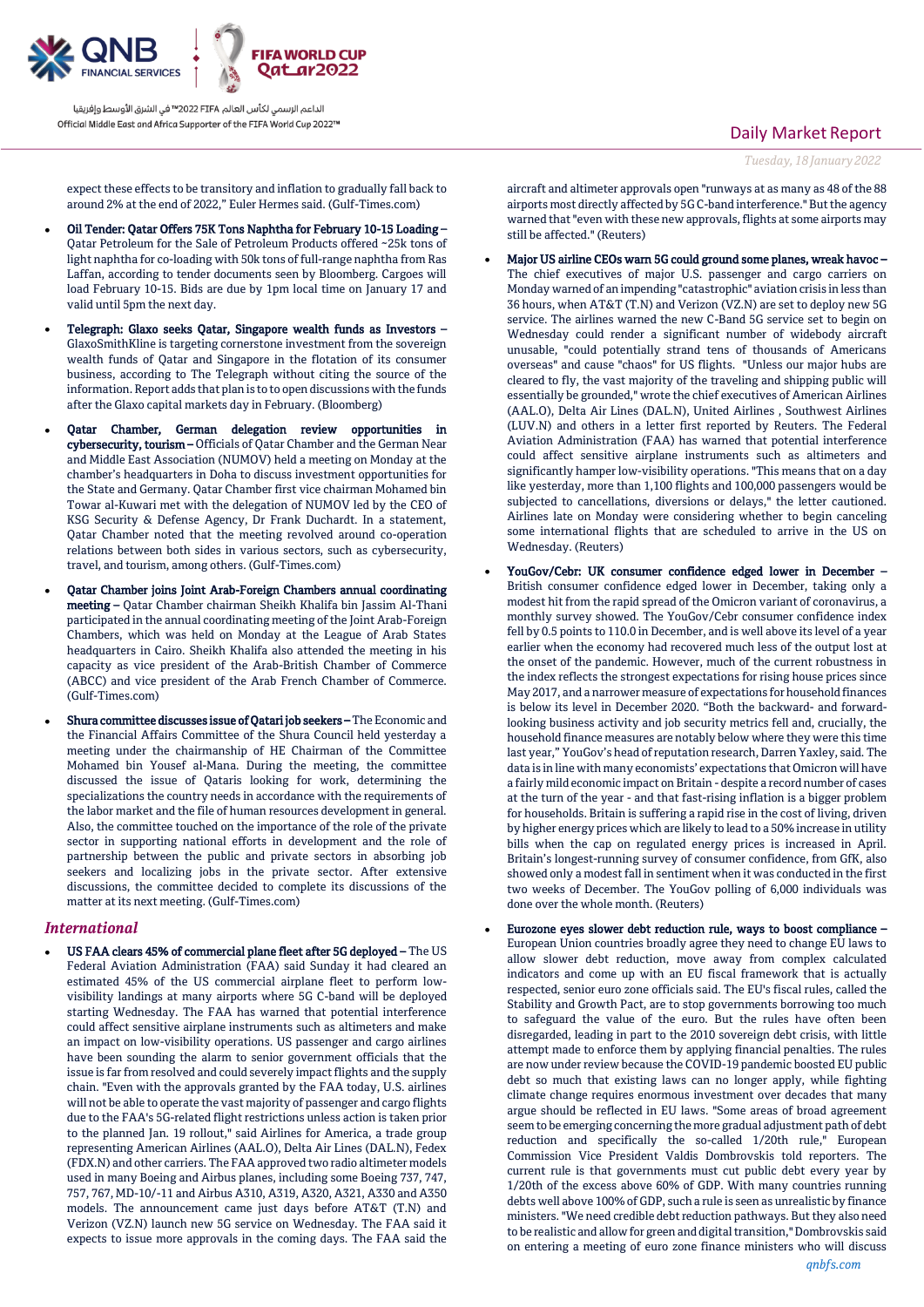expect these effects to be transitory and inflation to gradually fall back to around 2% at the end of 2022," Euler Hermes said. (Gulf-Times.com)

- **Oil Tender: Qatar Offers 75K Tons Naphtha for February 10-15 Loading –** Qatar Petroleum for the Sale of Petroleum Products offered ~25k tons of light naphtha for co-loading with 50k tons of full-range naphtha from Ras Laffan, according to tender documents seen by Bloomberg. Cargoes will load February 10-15. Bids are due by 1pm local time on January 17 and valid until 5pm the next day.
- **Telegraph: Glaxo seeks Qatar, Singapore wealth funds as Investors –** GlaxoSmithKline is targeting cornerstone investment from the sovereign wealth funds of Qatar and Singapore in the flotation of its consumer business, according to The Telegraph without citing the source of the information. Report adds that plan is to to open discussions with the funds after the Glaxo capital markets day in February. (Bloomberg)
- **Qatar Chamber, German delegation review opportunities in cybersecurity, tourism –** Officials of Qatar Chamber and the German Near and Middle East Association (NUMOV) held a meeting on Monday at the chamber's headquarters in Doha to discuss investment opportunities for the State and Germany. Qatar Chamber first vice chairman Mohamed bin Towar al-Kuwari met with the delegation of NUMOV led by the CEO of KSG Security & Defense Agency, Dr Frank Duchardt. In a statement, Qatar Chamber noted that the meeting revolved around co-operation relations between both sides in various sectors, such as cybersecurity, travel, and tourism, among others. (Gulf-Times.com)
- **Qatar Chamber joins Joint Arab-Foreign Chambers annual coordinating meeting –** Qatar Chamber chairman Sheikh Khalifa bin Jassim Al-Thani participated in the annual coordinating meeting of the Joint Arab-Foreign Chambers, which was held on Monday at the League of Arab States headquarters in Cairo. Sheikh Khalifa also attended the meeting in his capacity as vice president of the Arab-British Chamber of Commerce (ABCC) and vice president of the Arab French Chamber of Commerce. (Gulf-Times.com)
- **Shura committee discusses issue of Qatari job seekers –** The Economic and the Financial Affairs Committee of the Shura Council held yesterday a meeting under the chairmanship of HE Chairman of the Committee Mohamed bin Yousef al-Mana. During the meeting, the committee discussed the issue of Qataris looking for work, determining the specializations the country needs in accordance with the requirements of the labor market and the file of human resources development in general. Also, the committee touched on the importance of the role of the private sector in supporting national efforts in development and the role of partnership between the public and private sectors in absorbing job seekers and localizing jobs in the private sector. After extensive discussions, the committee decided to complete its discussions of the matter at its next meeting. (Gulf-Times.com)

## *International*

- **US FAA clears 45% of commercial plane fleet after 5G deployed –** The US Federal Aviation Administration (FAA) said Sunday it had cleared an estimated 45% of the US commercial airplane fleet to perform low-visibility landings at many airports where 5G C-band will be deployed starting Wednesday. The FAA has warned that potential interference could affect sensitive airplane instruments such as altimeters and make an impact on low-visibility operations. US passenger and cargo airlines have been sounding the alarm to senior government officials that the issue is far from resolved and could severely impact flights and the supply chain. "Even with the approvals granted by the FAA today, U.S. airlines will not be able to operate the vast majority of passenger and cargo flights due to the FAA's 5G-related flight restrictions unless action is taken prior to the planned Jan. 19 rollout," said Airlines for America, a trade group representing American Airlines (AAL.O), Delta Air Lines (DAL.N), Fedex (FDX.N) and other carriers. The FAA approved two radio altimeter models used in many Boeing and Airbus planes, including some Boeing 737, 747, 757, 767, MD-10/-11 and Airbus A310, A319, A320, A321, A330 and A350 models. The announcement came just days before AT&T (T.N) and Verizon (VZ.N) launch new 5G service on Wednesday. The FAA said it expects to issue more approvals in the coming days. The FAA said the aircraft and altimeter approvals open "runways at as many as 48 of the 88 airports most directly affected by 5G C-band interference." But the agency warned that "even with these new approvals, flights at some airports may still be affected." (Reuters)
- **Major US airline CEOs warn 5G could ground some planes, wreak havoc –** The chief executives of major U.S. passenger and cargo carriers on Monday warned of an impending "catastrophic" aviation crisis in less than 36 hours, when AT&T (T.N) and Verizon (VZ.N) are set to deploy new 5G service. The airlines warned the new C-Band 5G service set to begin on Wednesday could render a significant number of widebody aircraft unusable, "could potentially strand tens of thousands of Americans overseas" and cause "chaos" for US flights. "Unless our major hubs are cleared to fly, the vast majority of the traveling and shipping public will essentially be grounded," wrote the chief executives of American Airlines (AAL.O), Delta Air Lines (DAL.N), United Airlines , Southwest Airlines (LUV.N) and others in a letter first reported by Reuters. The Federal Aviation Administration (FAA) has warned that potential interference could affect sensitive airplane instruments such as altimeters and significantly hamper low-visibility operations. "This means that on a day like yesterday, more than 1,100 flights and 100,000 passengers would be subjected to cancellations, diversions or delays," the letter cautioned. Airlines late on Monday were considering whether to begin canceling some international flights that are scheduled to arrive in the US on Wednesday. (Reuters)
- **YouGov/Cebr: UK consumer confidence edged lower in December –** British consumer confidence edged lower in December, taking only a modest hit from the rapid spread of the Omicron variant of coronavirus, a monthly survey showed. The YouGov/Cebr consumer confidence index fell by 0.5 points to 110.0 in December, and is well above its level of a year earlier when the economy had recovered much less of the output lost at the onset of the pandemic. However, much of the current robustness in the index reflects the strongest expectations for rising house prices since May 2017, and a narrower measure of expectations for household finances is below its level in December 2020. "Both the backward- and forward-looking business activity and job security metrics fell and, crucially, the household finance measures are notably below where they were this time last year," YouGov's head of reputation research, Darren Yaxley, said. The data is in line with many economists' expectations that Omicron will have a fairly mild economic impact on Britain - despite a record number of cases at the turn of the year - and that fast-rising inflation is a bigger problem for households. Britain is suffering a rapid rise in the cost of living, driven by higher energy prices which are likely to lead to a 50% increase in utility bills when the cap on regulated energy prices is increased in April. Britain's longest-running survey of consumer confidence, from GfK, also showed only a modest fall in sentiment when it was conducted in the first two weeks of December. The YouGov polling of 6,000 individuals was done over the whole month. (Reuters)
- **Eurozone eyes slower debt reduction rule, ways to boost compliance –** European Union countries broadly agree they need to change EU laws to allow slower debt reduction, move away from complex calculated indicators and come up with an EU fiscal framework that is actually respected, senior euro zone officials said. The EU's fiscal rules, called the Stability and Growth Pact, are to stop governments borrowing too much to safeguard the value of the euro. But the rules have often been disregarded, leading in part to the 2010 sovereign debt crisis, with little attempt made to enforce them by applying financial penalties. The rules are now under review because the COVID-19 pandemic boosted EU public debt so much that existing laws can no longer apply, while fighting climate change requires enormous investment over decades that many argue should be reflected in EU laws. "Some areas of broad agreement seem to be emerging concerning the more gradual adjustment path of debt reduction and specifically the so-called 1/20th rule," European Commission Vice President Valdis Dombrovskis told reporters. The current rule is that governments must cut public debt every year by 1/20th of the excess above 60% of GDP. With many countries running debts well above 100% of GDP, such a rule is seen as unrealistic by finance ministers. "We need credible debt reduction pathways. But they also need to be realistic and allow for green and digital transition," Dombrovskis said on entering a meeting of euro zone finance ministers who will discuss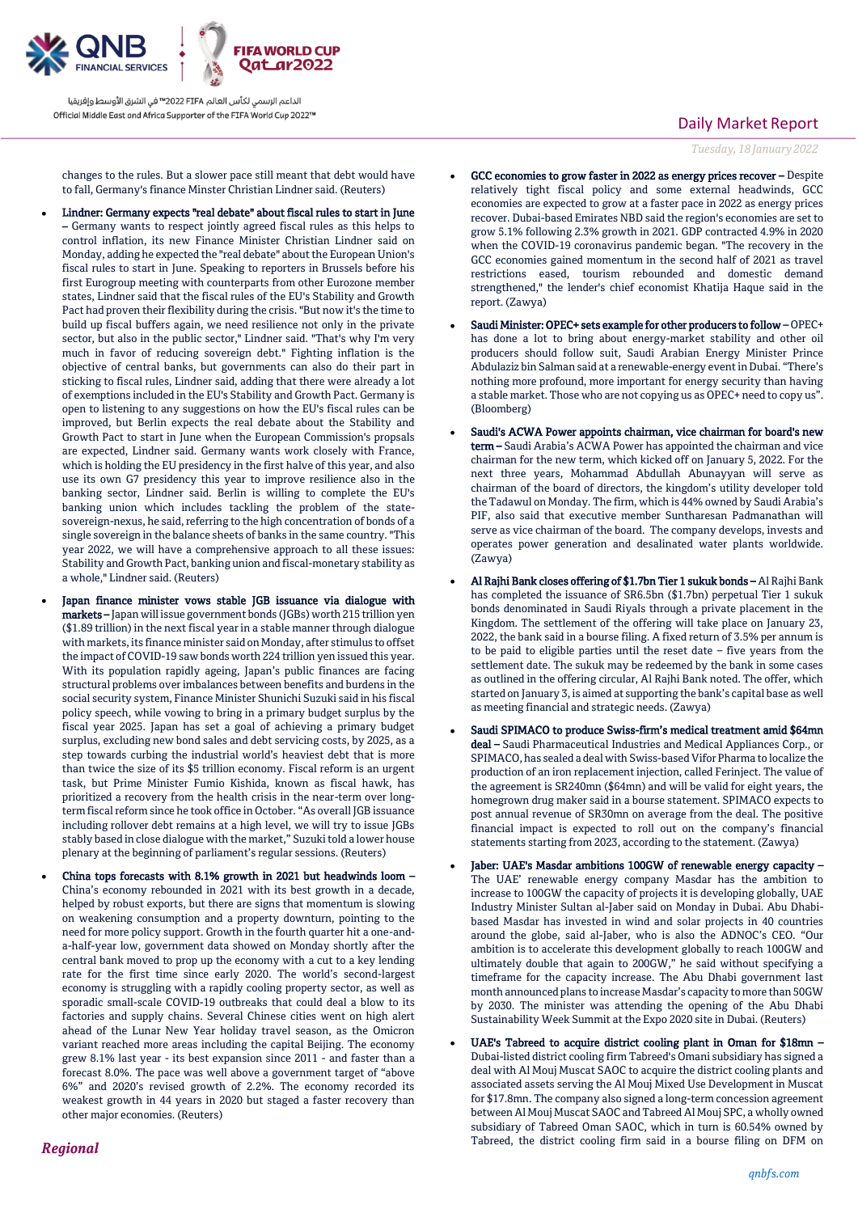changes to the rules. But a slower pace still meant that debt would have to fall, Germany's finance Minister Christian Lindner said. (Reuters)

- **Lindner: Germany expects "real debate" about fiscal rules to start in June –** Germany wants to respect jointly agreed fiscal rules as this helps to control inflation, its new Finance Minister Christian Lindner said on Monday, adding he expected the "real debate" about the European Union's fiscal rules to start in June. Speaking to reporters in Brussels before his first Eurogroup meeting with counterparts from other Eurozone member states, Lindner said that the fiscal rules of the EU's Stability and Growth Pact had proven their flexibility during the crisis. "But now it's the time to build up fiscal buffers again, we need resilience not only in the private sector, but also in the public sector," Lindner said. "That's why I'm very much in favor of reducing sovereign debt." Fighting inflation is the objective of central banks, but governments can also do their part in sticking to fiscal rules, Lindner said, adding that there were already a lot of exemptions included in the EU's Stability and Growth Pact. Germany is open to listening to any suggestions on how the EU's fiscal rules can be improved, but Berlin expects the real debate about the Stability and Growth Pact to start in June when the European Commission's propsals are expected, Lindner said. Germany wants work closely with France, which is holding the EU presidency in the first half of this year, and also use its own G7 presidency this year to improve resilience also in the banking sector, Lindner said. Berlin is willing to complete the EU's banking union which includes tackling the problem of the state-sovereign-nexus, he said, referring to the high concentration of bonds of a single sovereign in the balance sheets of banks in the same country. "This year 2022, we will have a comprehensive approach to all these issues: Stability and Growth Pact, banking union and fiscal-monetary stability as a whole," Lindner said. (Reuters)
- **Japan finance minister vows stable JGB issuance via dialogue with markets –** Japan will issue government bonds (JGBs) worth 215 trillion yen ($1.89 trillion) in the next fiscal year in a stable manner through dialogue with markets, its finance minister said on Monday, after stimulus to offset the impact of COVID-19 saw bonds worth 224 trillion yen issued this year. With its population rapidly ageing, Japan's public finances are facing structural problems over imbalances between benefits and burdens in the social security system, Finance Minister Shunichi Suzuki said in his fiscal policy speech, while vowing to bring in a primary budget surplus by the fiscal year 2025. Japan has set a goal of achieving a primary budget surplus, excluding new bond sales and debt servicing costs, by 2025, as a step towards curbing the industrial world's heaviest debt that is more than twice the size of its $5 trillion economy. Fiscal reform is an urgent task, but Prime Minister Fumio Kishida, known as fiscal hawk, has prioritized a recovery from the health crisis in the near-term over long-term fiscal reform since he took office in October. "As overall JGB issuance including rollover debt remains at a high level, we will try to issue JGBs stably based in close dialogue with the market," Suzuki told a lower house plenary at the beginning of parliament's regular sessions. (Reuters)
- **China tops forecasts with 8.1% growth in 2021 but headwinds loom –** China's economy rebounded in 2021 with its best growth in a decade, helped by robust exports, but there are signs that momentum is slowing on weakening consumption and a property downturn, pointing to the need for more policy support. Growth in the fourth quarter hit a one-and-a-half-year low, government data showed on Monday shortly after the central bank moved to prop up the economy with a cut to a key lending rate for the first time since early 2020. The world's second-largest economy is struggling with a rapidly cooling property sector, as well as sporadic small-scale COVID-19 outbreaks that could deal a blow to its factories and supply chains. Several Chinese cities went on high alert ahead of the Lunar New Year holiday travel season, as the Omicron variant reached more areas including the capital Beijing. The economy grew 8.1% last year - its best expansion since 2011 - and faster than a forecast 8.0%. The pace was well above a government target of "above 6%" and 2020's revised growth of 2.2%. The economy recorded its weakest growth in 44 years in 2020 but staged a faster recovery than other major economies. (Reuters)

## *Regional*

- **GCC economies to grow faster in 2022 as energy prices recover –** Despite relatively tight fiscal policy and some external headwinds, GCC economies are expected to grow at a faster pace in 2022 as energy prices recover. Dubai-based Emirates NBD said the region's economies are set to grow 5.1% following 2.3% growth in 2021. GDP contracted 4.9% in 2020 when the COVID-19 coronavirus pandemic began. "The recovery in the GCC economies gained momentum in the second half of 2021 as travel restrictions eased, tourism rebounded and domestic demand strengthened," the lender's chief economist Khatija Haque said in the report. (Zawya)
- **Saudi Minister: OPEC+ sets example for other producers to follow –** OPEC+ has done a lot to bring about energy-market stability and other oil producers should follow suit, Saudi Arabian Energy Minister Prince Abdulaziz bin Salman said at a renewable-energy event in Dubai. "There's nothing more profound, more important for energy security than having a stable market. Those who are not copying us as OPEC+ need to copy us". (Bloomberg)
- **Saudi's ACWA Power appoints chairman, vice chairman for board's new term –** Saudi Arabia's ACWA Power has appointed the chairman and vice chairman for the new term, which kicked off on January 5, 2022. For the next three years, Mohammad Abdullah Abunayyan will serve as chairman of the board of directors, the kingdom's utility developer told the Tadawul on Monday. The firm, which is 44% owned by Saudi Arabia's PIF, also said that executive member Suntharesan Padmanathan will serve as vice chairman of the board. The company develops, invests and operates power generation and desalinated water plants worldwide. (Zawya)
- **Al Rajhi Bank closes offering of $1.7bn Tier 1 sukuk bonds –** Al Rajhi Bank has completed the issuance of SR6.5bn ($1.7bn) perpetual Tier 1 sukuk bonds denominated in Saudi Riyals through a private placement in the Kingdom. The settlement of the offering will take place on January 23, 2022, the bank said in a bourse filing. A fixed return of 3.5% per annum is to be paid to eligible parties until the reset date – five years from the settlement date. The sukuk may be redeemed by the bank in some cases as outlined in the offering circular, Al Rajhi Bank noted. The offer, which started on January 3, is aimed at supporting the bank's capital base as well as meeting financial and strategic needs. (Zawya)
- **Saudi SPIMACO to produce Swiss-firm's medical treatment amid $64mn deal –** Saudi Pharmaceutical Industries and Medical Appliances Corp., or SPIMACO, has sealed a deal with Swiss-based Vifor Pharma to localize the production of an iron replacement injection, called Ferinject. The value of the agreement is SR240mn ($64mn) and will be valid for eight years, the homegrown drug maker said in a bourse statement. SPIMACO expects to post annual revenue of SR30mn on average from the deal. The positive financial impact is expected to roll out on the company's financial statements starting from 2023, according to the statement. (Zawya)
- **Jaber: UAE's Masdar ambitions 100GW of renewable energy capacity –** The UAE' renewable energy company Masdar has the ambition to increase to 100GW the capacity of projects it is developing globally, UAE Industry Minister Sultan al-Jaber said on Monday in Dubai. Abu Dhabi-based Masdar has invested in wind and solar projects in 40 countries around the globe, said al-Jaber, who is also the ADNOC's CEO. "Our ambition is to accelerate this development globally to reach 100GW and ultimately double that again to 200GW," he said without specifying a timeframe for the capacity increase. The Abu Dhabi government last month announced plans to increase Masdar's capacity to more than 50GW by 2030. The minister was attending the opening of the Abu Dhabi Sustainability Week Summit at the Expo 2020 site in Dubai. (Reuters)
- **UAE's Tabreed to acquire district cooling plant in Oman for $18mn –** Dubai-listed district cooling firm Tabreed's Omani subsidiary has signed a deal with Al Mouj Muscat SAOC to acquire the district cooling plants and associated assets serving the Al Mouj Mixed Use Development in Muscat for $17.8mn. The company also signed a long-term concession agreement between Al Mouj Muscat SAOC and Tabreed Al Mouj SPC, a wholly owned subsidiary of Tabreed Oman SAOC, which in turn is 60.54% owned by Tabreed, the district cooling firm said in a bourse filing on DFM on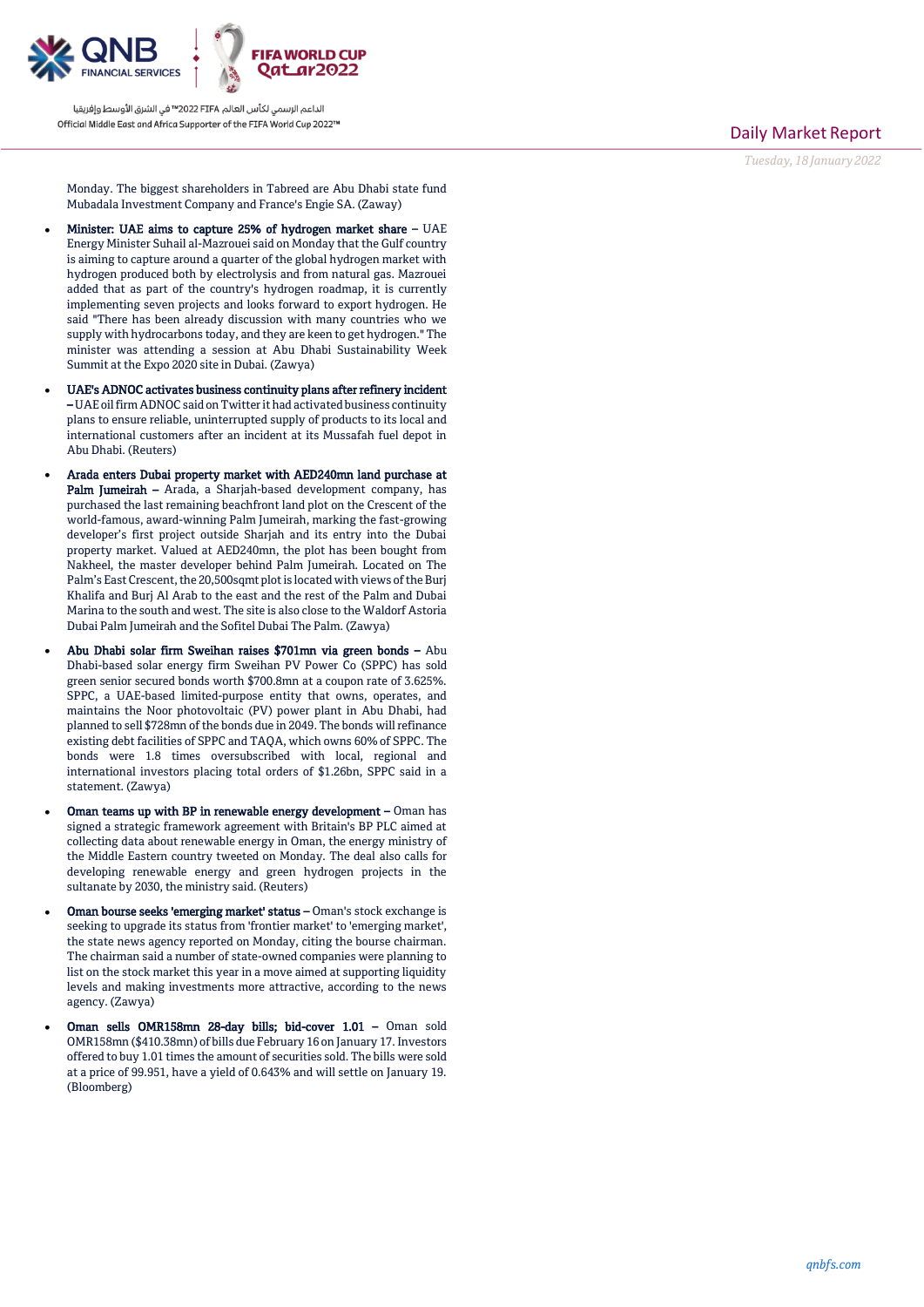Monday. The biggest shareholders in Tabreed are Abu Dhabi state fund Mubadala Investment Company and France's Engie SA. (Zaway)

- **Minister: UAE aims to capture 25% of hydrogen market share –** UAE Energy Minister Suhail al-Mazrouei said on Monday that the Gulf country is aiming to capture around a quarter of the global hydrogen market with hydrogen produced both by electrolysis and from natural gas. Mazrouei added that as part of the country's hydrogen roadmap, it is currently implementing seven projects and looks forward to export hydrogen. He said "There has been already discussion with many countries who we supply with hydrocarbons today, and they are keen to get hydrogen." The minister was attending a session at Abu Dhabi Sustainability Week Summit at the Expo 2020 site in Dubai. (Zawya)
- **UAE's ADNOC activates business continuity plans after refinery incident –** UAE oil firm ADNOC said on Twitter it had activated business continuity plans to ensure reliable, uninterrupted supply of products to its local and international customers after an incident at its Mussafah fuel depot in Abu Dhabi. (Reuters)
- **Arada enters Dubai property market with AED240mn land purchase at Palm Jumeirah –** Arada, a Sharjah-based development company, has purchased the last remaining beachfront land plot on the Crescent of the world-famous, award-winning Palm Jumeirah, marking the fast-growing developer's first project outside Sharjah and its entry into the Dubai property market. Valued at AED240mn, the plot has been bought from Nakheel, the master developer behind Palm Jumeirah. Located on The Palm's East Crescent, the 20,500sqmt plot is located with views of the Burj Khalifa and Burj Al Arab to the east and the rest of the Palm and Dubai Marina to the south and west. The site is also close to the Waldorf Astoria Dubai Palm Jumeirah and the Sofitel Dubai The Palm. (Zawya)
- **Abu Dhabi solar firm Sweihan raises $701mn via green bonds –** Abu Dhabi-based solar energy firm Sweihan PV Power Co (SPPC) has sold green senior secured bonds worth $700.8mn at a coupon rate of 3.625%. SPPC, a UAE-based limited-purpose entity that owns, operates, and maintains the Noor photovoltaic (PV) power plant in Abu Dhabi, had planned to sell $728mn of the bonds due in 2049. The bonds will refinance existing debt facilities of SPPC and TAQA, which owns 60% of SPPC. The bonds were 1.8 times oversubscribed with local, regional and international investors placing total orders of $1.26bn, SPPC said in a statement. (Zawya)
- **Oman teams up with BP in renewable energy development –** Oman has signed a strategic framework agreement with Britain's BP PLC aimed at collecting data about renewable energy in Oman, the energy ministry of the Middle Eastern country tweeted on Monday. The deal also calls for developing renewable energy and green hydrogen projects in the sultanate by 2030, the ministry said. (Reuters)
- **Oman bourse seeks 'emerging market' status –** Oman's stock exchange is seeking to upgrade its status from 'frontier market' to 'emerging market', the state news agency reported on Monday, citing the bourse chairman. The chairman said a number of state-owned companies were planning to list on the stock market this year in a move aimed at supporting liquidity levels and making investments more attractive, according to the news agency. (Zawya)
- **Oman sells OMR158mn 28-day bills; bid-cover 1.01 –** Oman sold OMR158mn ($410.38mn) of bills due February 16 on January 17. Investors offered to buy 1.01 times the amount of securities sold. The bills were sold at a price of 99.951, have a yield of 0.643% and will settle on January 19. (Bloomberg)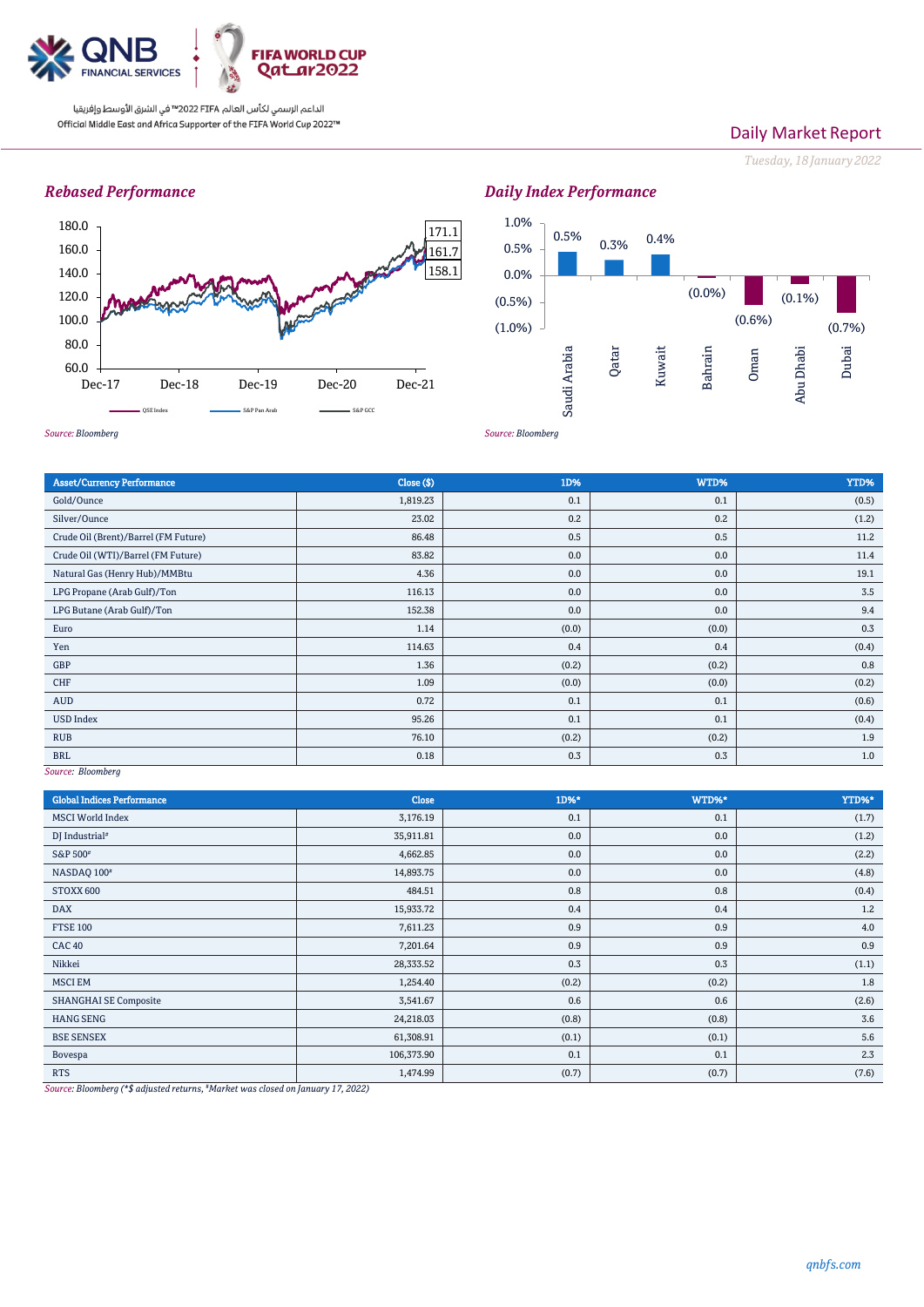QNB FINANCIAL SERVICES

FIFA WORLD CUP Qatar2022

الداعم الرسمي لكأس العالم FIFA 2022™ في الشرق الأوسط وإفريقيا

Official Middle East and Africa Supporter of the FIFA World Cup 2022™

Daily Market Report

*Tuesday, 18 January 2022*

## Rebased Performance

Chart values: 171.1, 161.7, 158.1 (QSE Index, S&P Pan Arab, S&P GCC); x-axis: Dec-17, Dec-18, Dec-19, Dec-20, Dec-21; y-axis: 60.0–180.0

*Source: Bloomberg*

## Daily Index Performance

| Market | Change |
|---|---|
| Saudi Arabia | 0.5% |
| Qatar | 0.3% |
| Kuwait | 0.4% |
| Bahrain | (0.0%) |
| Oman | (0.6%) |
| Abu Dhabi | (0.1%) |
| Dubai | (0.7%) |

*Source: Bloomberg*

| Asset/Currency Performance | Close ($) | 1D% | WTD% | YTD% |
|---|---|---|---|---|
| Gold/Ounce | 1,819.23 | 0.1 | 0.1 | (0.5) |
| Silver/Ounce | 23.02 | 0.2 | 0.2 | (1.2) |
| Crude Oil (Brent)/Barrel (FM Future) | 86.48 | 0.5 | 0.5 | 11.2 |
| Crude Oil (WTI)/Barrel (FM Future) | 83.82 | 0.0 | 0.0 | 11.4 |
| Natural Gas (Henry Hub)/MMBtu | 4.36 | 0.0 | 0.0 | 19.1 |
| LPG Propane (Arab Gulf)/Ton | 116.13 | 0.0 | 0.0 | 3.5 |
| LPG Butane (Arab Gulf)/Ton | 152.38 | 0.0 | 0.0 | 9.4 |
| Euro | 1.14 | (0.0) | (0.0) | 0.3 |
| Yen | 114.63 | 0.4 | 0.4 | (0.4) |
| GBP | 1.36 | (0.2) | (0.2) | 0.8 |
| CHF | 1.09 | (0.0) | (0.0) | (0.2) |
| AUD | 0.72 | 0.1 | 0.1 | (0.6) |
| USD Index | 95.26 | 0.1 | 0.1 | (0.4) |
| RUB | 76.10 | (0.2) | (0.2) | 1.9 |
| BRL | 0.18 | 0.3 | 0.3 | 1.0 |

*Source: Bloomberg*

| Global Indices Performance | Close | 1D%* | WTD%* | YTD%* |
|---|---|---|---|---|
| MSCI World Index | 3,176.19 | 0.1 | 0.1 | (1.7) |
| DJ Industrial# | 35,911.81 | 0.0 | 0.0 | (1.2) |
| S&P 500# | 4,662.85 | 0.0 | 0.0 | (2.2) |
| NASDAQ 100# | 14,893.75 | 0.0 | 0.0 | (4.8) |
| STOXX 600 | 484.51 | 0.8 | 0.8 | (0.4) |
| DAX | 15,933.72 | 0.4 | 0.4 | 1.2 |
| FTSE 100 | 7,611.23 | 0.9 | 0.9 | 4.0 |
| CAC 40 | 7,201.64 | 0.9 | 0.9 | 0.9 |
| Nikkei | 28,333.52 | 0.3 | 0.3 | (1.1) |
| MSCI EM | 1,254.40 | (0.2) | (0.2) | 1.8 |
| SHANGHAI SE Composite | 3,541.67 | 0.6 | 0.6 | (2.6) |
| HANG SENG | 24,218.03 | (0.8) | (0.8) | 3.6 |
| BSE SENSEX | 61,308.91 | (0.1) | (0.1) | 5.6 |
| Bovespa | 106,373.90 | 0.1 | 0.1 | 2.3 |
| RTS | 1,474.99 | (0.7) | (0.7) | (7.6) |

*Source: Bloomberg (*$ adjusted returns, #Market was closed on January 17, 2022)*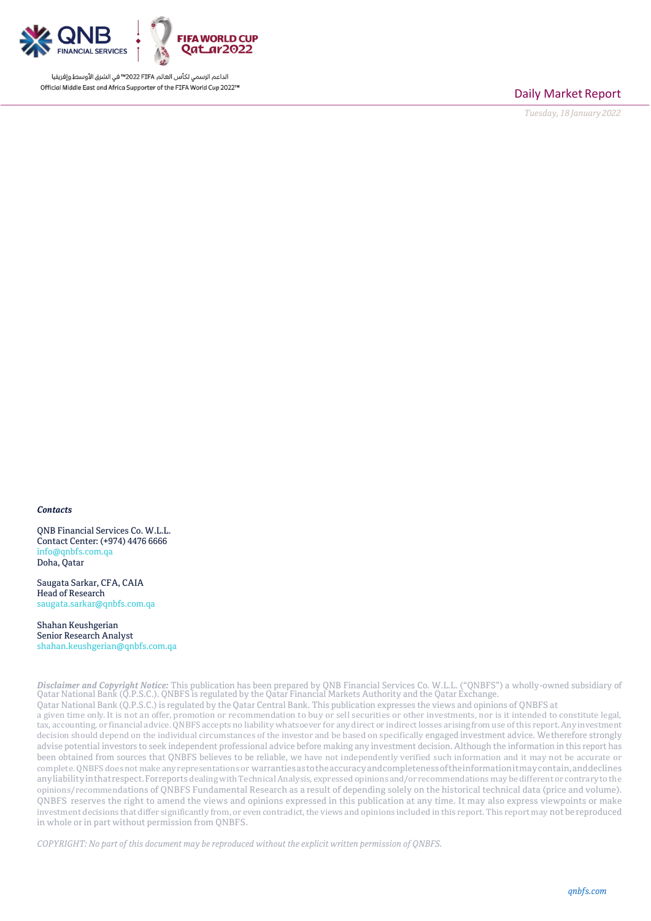الداعم الرسمي لكأس العالم FIFA 2022™ في الشرق الأوسط وإفريقيا
Official Middle East and Africa Supporter of the FIFA World Cup 2022™

Daily Market Report

*Tuesday, 18 January 2022*

***Contacts***

QNB Financial Services Co. W.L.L.
Contact Center: (+974) 4476 6666
info@qnbfs.com.qa
Doha, Qatar

Saugata Sarkar, CFA, CAIA
Head of Research
saugata.sarkar@qnbfs.com.qa

Shahan Keushgerian
Senior Research Analyst
shahan.keushgerian@qnbfs.com.qa

***Disclaimer and Copyright Notice:*** This publication has been prepared by QNB Financial Services Co. W.L.L. ("QNBFS") a wholly-owned subsidiary of Qatar National Bank (Q.P.S.C.). QNBFS is regulated by the Qatar Financial Markets Authority and the Qatar Exchange. Qatar National Bank (Q.P.S.C.) is regulated by the Qatar Central Bank. This publication expresses the views and opinions of QNBFS at a given time only. It is not an offer, promotion or recommendation to buy or sell securities or other investments, nor is it intended to constitute legal, tax, accounting, or financial advice. QNBFS accepts no liability whatsoever for any direct or indirect losses arising from use of this report. Any investment decision should depend on the individual circumstances of the investor and be based on specifically engaged investment advice. We therefore strongly advise potential investors to seek independent professional advice before making any investment decision. Although the information in this report has been obtained from sources that QNBFS believes to be reliable, we have not independently verified such information and it may not be accurate or complete. QNBFS does not make any representations or warranties as to the accuracy and completeness of the information it may contain, and declines any liability in that respect. For reports dealing with Technical Analysis, expressed opinions and/or recommendations may be different or contrary to the opinions/recommendations of QNBFS Fundamental Research as a result of depending solely on the historical technical data (price and volume). QNBFS reserves the right to amend the views and opinions expressed in this publication at any time. It may also express viewpoints or make investment decisions that differ significantly from, or even contradict, the views and opinions included in this report. This report may not be reproduced in whole or in part without permission from QNBFS.

*COPYRIGHT: No part of this document may be reproduced without the explicit written permission of QNBFS.*

*qnbfs.com*